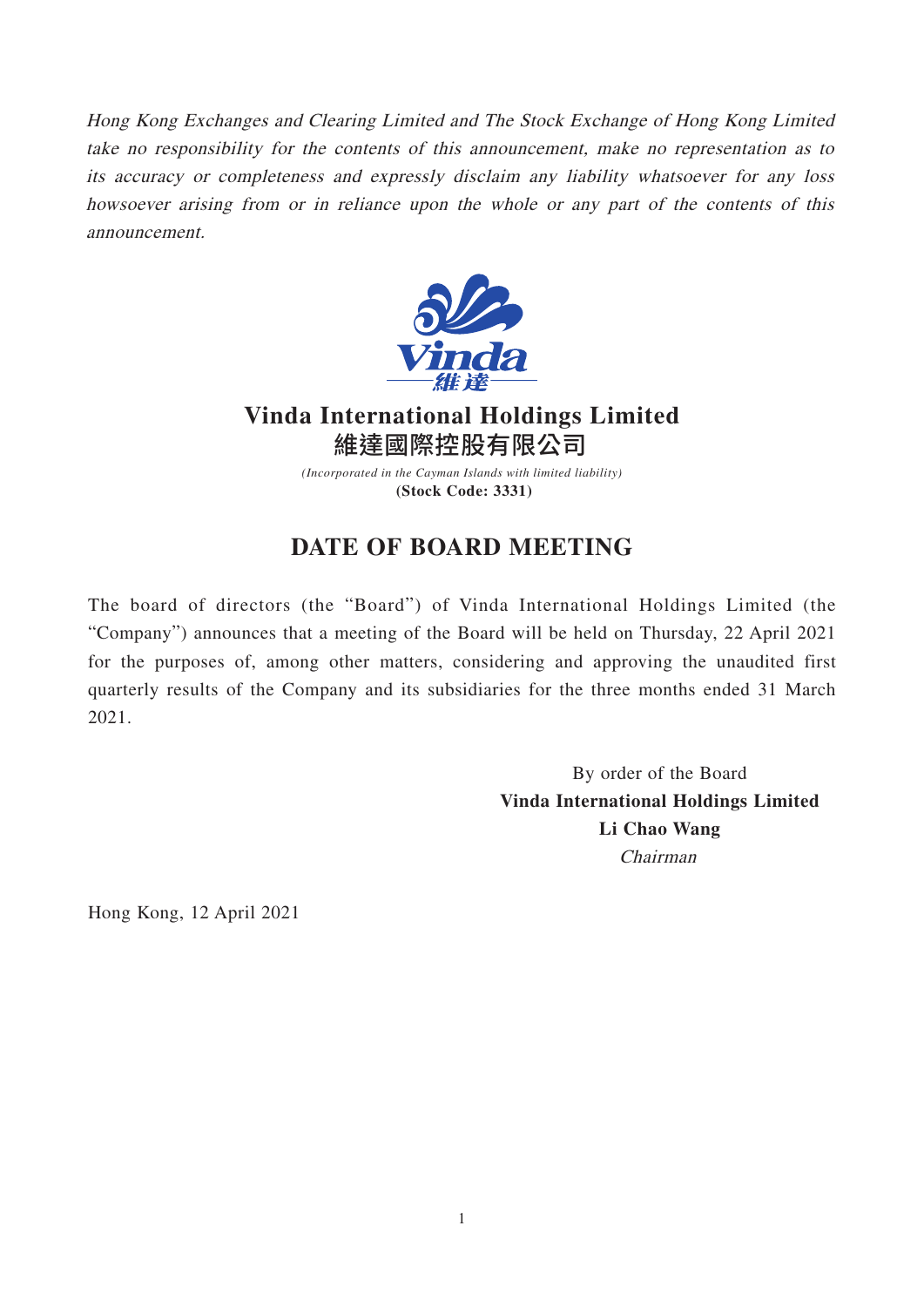*Hong Kong Exchanges and Clearing Limited and The Stock Exchange of Hong Kong Limited take no responsibility for the contents of this announcement, make no representation as to its accuracy or completeness and expressly disclaim any liability whatsoever for any loss howsoever arising from or in reliance upon the whole or any part of the contents of this announcement.*

**Vinda International Holdings Limited**
**維達國際控股有限公司**

*(Incorporated in the Cayman Islands with limited liability)*
**(Stock Code: 3331)**

# DATE OF BOARD MEETING

The board of directors (the "Board") of Vinda International Holdings Limited (the "Company") announces that a meeting of the Board will be held on Thursday, 22 April 2021 for the purposes of, among other matters, considering and approving the unaudited first quarterly results of the Company and its subsidiaries for the three months ended 31 March 2021.

By order of the Board
**Vinda International Holdings Limited**
**Li Chao Wang**
*Chairman*

Hong Kong, 12 April 2021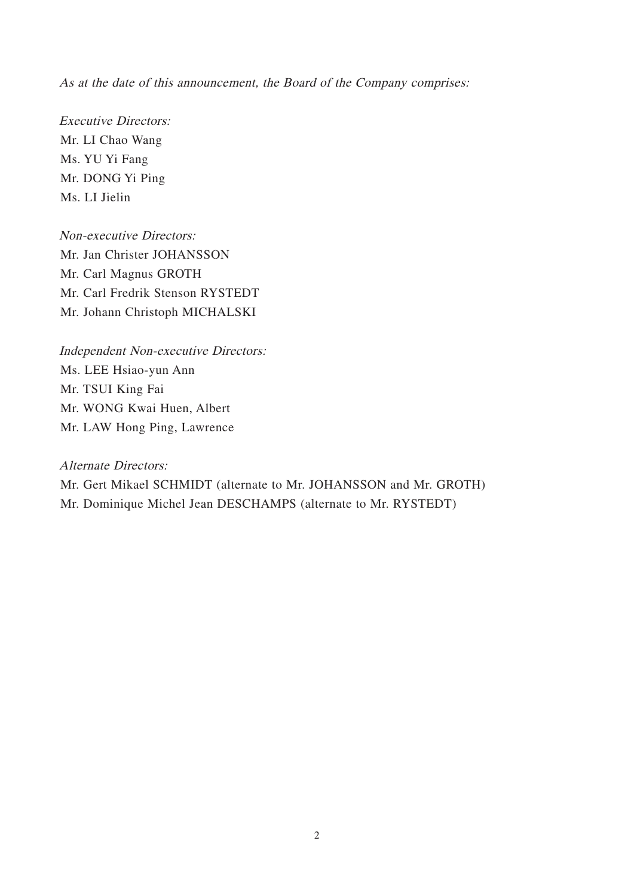*As at the date of this announcement, the Board of the Company comprises:*

*Executive Directors:*
Mr. LI Chao Wang
Ms. YU Yi Fang
Mr. DONG Yi Ping
Ms. LI Jielin

*Non-executive Directors:*
Mr. Jan Christer JOHANSSON
Mr. Carl Magnus GROTH
Mr. Carl Fredrik Stenson RYSTEDT
Mr. Johann Christoph MICHALSKI

*Independent Non-executive Directors:*
Ms. LEE Hsiao-yun Ann
Mr. TSUI King Fai
Mr. WONG Kwai Huen, Albert
Mr. LAW Hong Ping, Lawrence

*Alternate Directors:*
Mr. Gert Mikael SCHMIDT (alternate to Mr. JOHANSSON and Mr. GROTH)
Mr. Dominique Michel Jean DESCHAMPS (alternate to Mr. RYSTEDT)